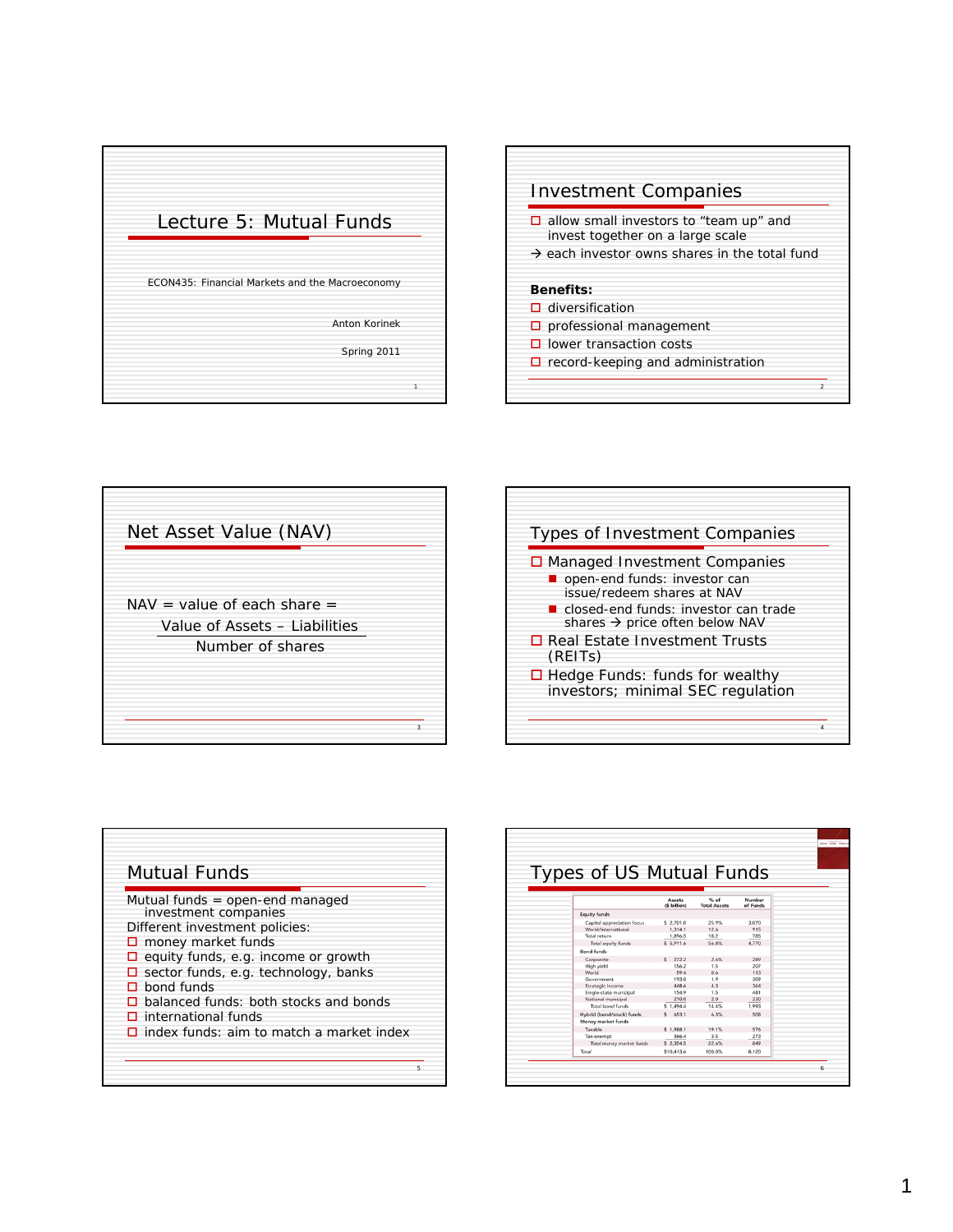# Lecture 5: Mutual Funds

ECON435: Financial Markets and the Macroeconomy

Anton Korinek

Spring 2011

## Investment Companies

- allow small investors to "team up" and invest together on a large scale

→ each investor owns shares in the total fund

**Benefits:**

- diversification
- professional management
- lower transaction costs
- record-keeping and administration

## Net Asset Value (NAV)

$$NAV = \text{value of each share} = \frac{\text{Value of Assets} - \text{Liabilities}}{\text{Number of shares}}$$

## Types of Investment Companies

- Managed Investment Companies
  - open-end funds: investor can issue/redeem shares at NAV
  - closed-end funds: investor can trade shares → price often below NAV
- Real Estate Investment Trusts (REITs)
- Hedge Funds: funds for wealthy investors; minimal SEC regulation

## Mutual Funds

Mutual funds = open-end managed investment companies

Different investment policies:

- money market funds
- equity funds, e.g. income or growth
- sector funds, e.g. technology, banks
- bond funds
- balanced funds: both stocks and bonds
- international funds
- index funds: aim to match a market index

## Types of US Mutual Funds

| | Assets ($ billion) | % of Total Assets | Number of Funds |
|---|---|---|---|
| **Equity funds** | | | |
| Capital appreciation focus | $ 2,701.0 | 25.9% | 3,070 |
| World/international | 1,314.1 | 12.6 | 915 |
| Total return | 1,896.5 | 18.2 | 785 |
| Total equity funds | $ 5,911.6 | 56.8% | 4,770 |
| **Bond funds** | | | |
| Corporate | $ 272.2 | 2.6% | 289 |
| High yield | 156.2 | 1.5 | 207 |
| World | 59.4 | 0.6 | 113 |
| Government | 193.0 | 1.9 | 309 |
| Strategic income | 448.6 | 4.3 | 364 |
| Single-state municipal | 154.9 | 1.5 | 481 |
| National municipal | 210.0 | 2.0 | 230 |
| Total bond funds | $ 1,494.4 | 14.4% | 1,993 |
| **Hybrid (bond/stock) funds** | $ 653.1 | 6.3% | 508 |
| **Money market funds** | | | |
| Taxable | $ 1,988.1 | 19.1% | 576 |
| Tax-exempt | 366.4 | 3.5 | 273 |
| Total money market funds | $ 2,354.5 | 22.6% | 849 |
| Total | $10,413.6 | 100.0% | 8,120 |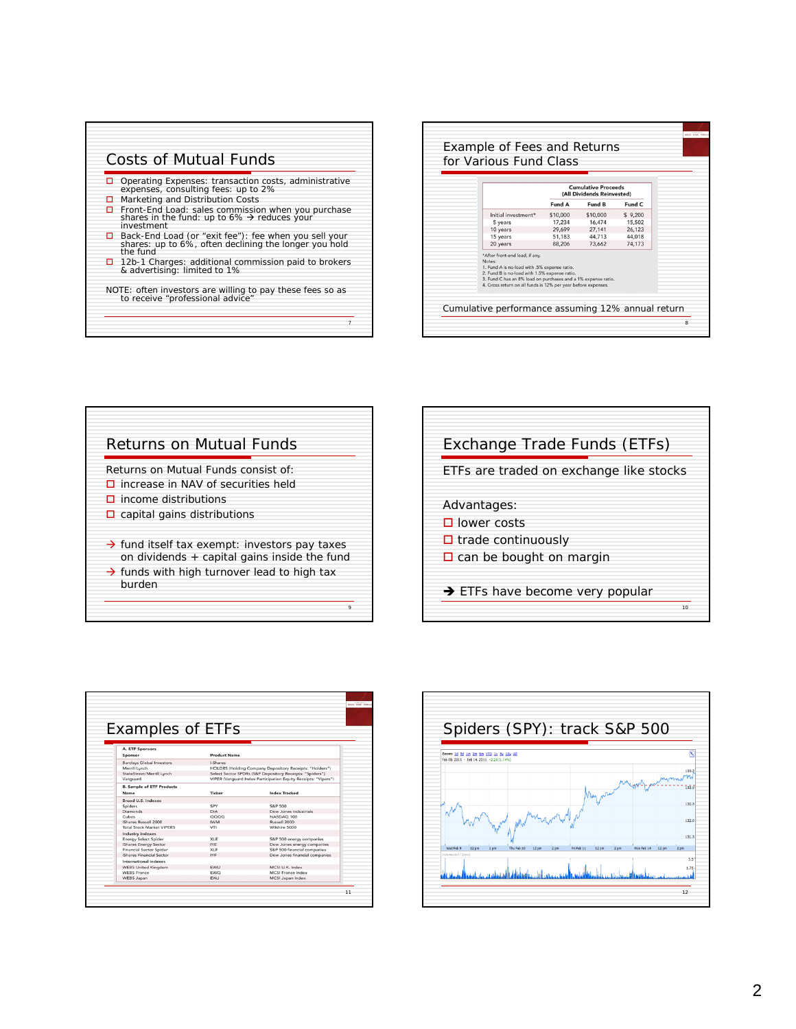## Costs of Mutual Funds

- Operating Expenses: transaction costs, administrative expenses, consulting fees: up to 2%
- Marketing and Distribution Costs
- Front-End Load: sales commission when you purchase shares in the fund: up to 6% → reduces your investment
- Back-End Load (or "exit fee"): fee when you sell your shares: up to 6%, often declining the longer you hold the fund
- 12b-1 Charges: additional commission paid to brokers & advertising: limited to 1%

NOTE: often investors are willing to pay these fees so as to receive "professional advice"

## Example of Fees and Returns for Various Fund Class

| | Cumulative Proceeds (All Dividends Reinvested) | | |
|---|---|---|---|
| | Fund A | Fund B | Fund C |
| Initial investment* | $10,000 | $10,000 | $ 9,200 |
| 5 years | 17,234 | 16,474 | 15,502 |
| 10 years | 29,699 | 27,141 | 26,123 |
| 15 years | 51,183 | 44,713 | 44,018 |
| 20 years | 88,206 | 73,662 | 74,173 |

*After front-end load, if any.

Notes:
1. Fund A is no-load with .5% expense ratio.
2. Fund B is no-load with 1.5% expense ratio.
3. Fund C has an 8% load on purchases and a 1% expense ratio.
4. Gross return on all funds is 12% per year before expenses.

Cumulative performance assuming 12% annual return

## Returns on Mutual Funds

Returns on Mutual Funds consist of:

- increase in NAV of securities held
- income distributions
- capital gains distributions

→ fund itself tax exempt: investors pay taxes on dividends + capital gains inside the fund

→ funds with high turnover lead to high tax burden

## Exchange Trade Funds (ETFs)

ETFs are traded on exchange like stocks

Advantages:

- lower costs
- trade continuously
- can be bought on margin

➔ ETFs have become very popular

## Examples of ETFs

**A. ETF Sponsors**

| Sponsor | Product Name |
|---|---|
| Barclays Global Investors | i-Shares |
| Merrill Lynch | HOLDRS (Holding Company Depository Receipts: "Holders") |
| StateStreet/Merrill Lynch | Select Sector SPDRs (S&P Depository Receipts: "Spiders") |
| Vanguard | VIPER (Vanguard Index Participation Equity Receipts: "Vipers") |

**B. Sample of ETF Products**

| Name | Ticker | Index Tracked |
|---|---|---|
| **Broad U.S. indexes** | | |
| Spiders | SPY | S&P 500 |
| Diamonds | DIA | Dow Jones Industrials |
| Cubes | QQQQ | NASDAQ 100 |
| iShares Russell 2000 | IWM | Russell 2000 |
| Total Stock Market VIPERS | VTI | Wilshire 5000 |
| **Industry indexes** | | |
| Energy Select Spider | XLE | S&P 500 energy companies |
| iShares Energy Sector | IYE | Dow Jones energy companies |
| Financial Sector Spider | XLF | S&P 500 financial companies |
| iShares Financial Sector | IYF | Dow Jones financial companies |
| **International indexes** | | |
| WEBS United Kingdom | EWU | MCSI U.K. Index |
| WEBS France | EWQ | MCSI France Index |
| WEBS Japan | EWJ | MCSI Japan Index |

## Spiders (SPY): track S&P 500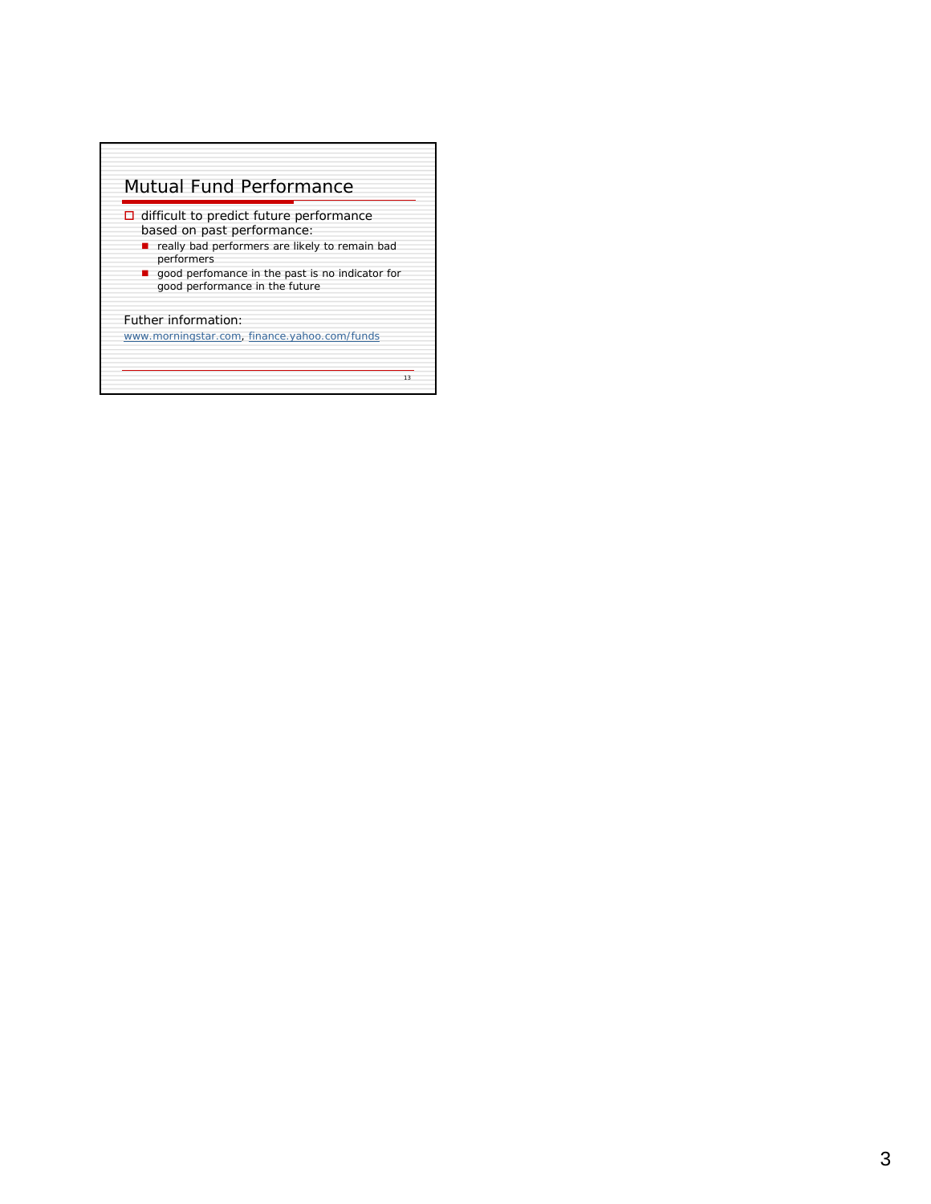## Mutual Fund Performance

- difficult to predict future performance based on past performance:
  - really bad performers are likely to remain bad performers
  - good perfomance in the past is no indicator for good performance in the future

Futher information:
www.morningstar.com, finance.yahoo.com/funds